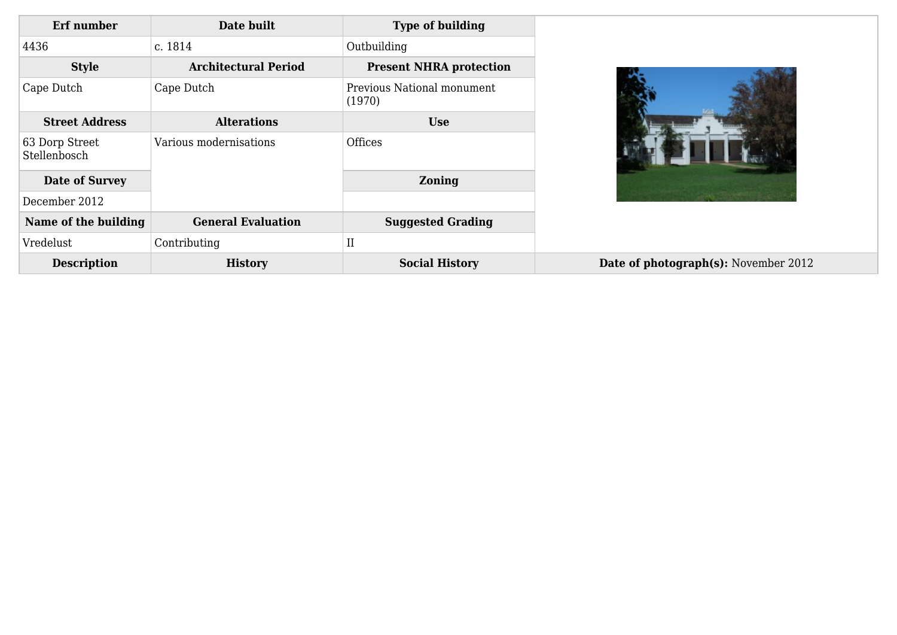| Erf number | Date built | Type of building |
|---|---|---|
| 4436 | c. 1814 | Outbuilding |
| **Style** | **Architectural Period** | **Present NHRA protection** |
| Cape Dutch | Cape Dutch | Previous National monument (1970) |
| **Street Address** | **Alterations** | **Use** |
| 63 Dorp Street Stellenbosch | Various modernisations | Offices |
| **Date of Survey** | | **Zoning** |
| December 2012 | | |
| **Name of the building** | **General Evaluation** | **Suggested Grading** |
| Vredelust | Contributing | II |

| Description | History | Social History | Date of photograph(s): November 2012 |
|---|---|---|---|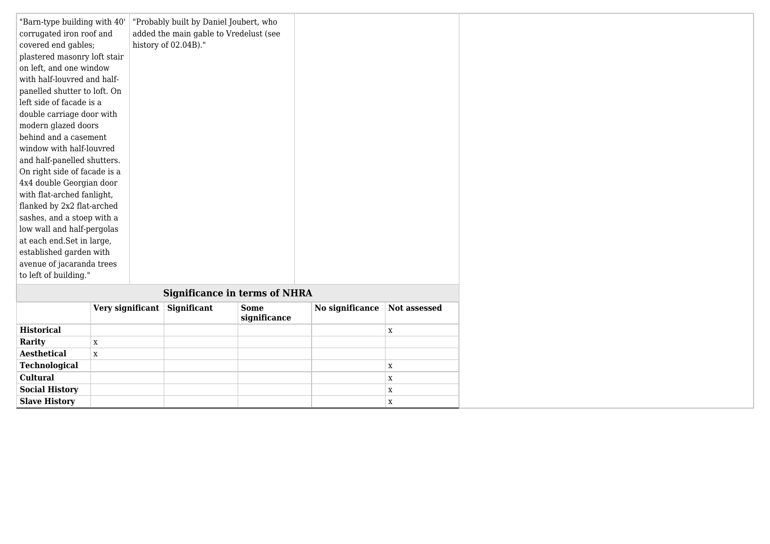| | | | |
|---|---|---|---|
| "Barn-type building with 40' corrugated iron roof and covered end gables; plastered masonry loft stair on left, and one window with half-louvred and half-panelled shutter to loft. On left side of facade is a double carriage door with modern glazed doors behind and a casement window with half-louvred and half-panelled shutters. On right side of facade is a 4x4 double Georgian door with flat-arched fanlight, flanked by 2x2 flat-arched sashes, and a stoep with a low wall and half-pergolas at each end.Set in large, established garden with avenue of jacaranda trees to left of building." | "Probably built by Daniel Joubert, who added the main gable to Vredelust (see history of 02.04B)." | | |

**Significance in terms of NHRA**

| | Very significant | Significant | Some significance | No significance | Not assessed |
|---|---|---|---|---|---|
| **Historical** | | | | | x |
| **Rarity** | x | | | | |
| **Aesthetical** | x | | | | |
| **Technological** | | | | | x |
| **Cultural** | | | | | x |
| **Social History** | | | | | x |
| **Slave History** | | | | | x |